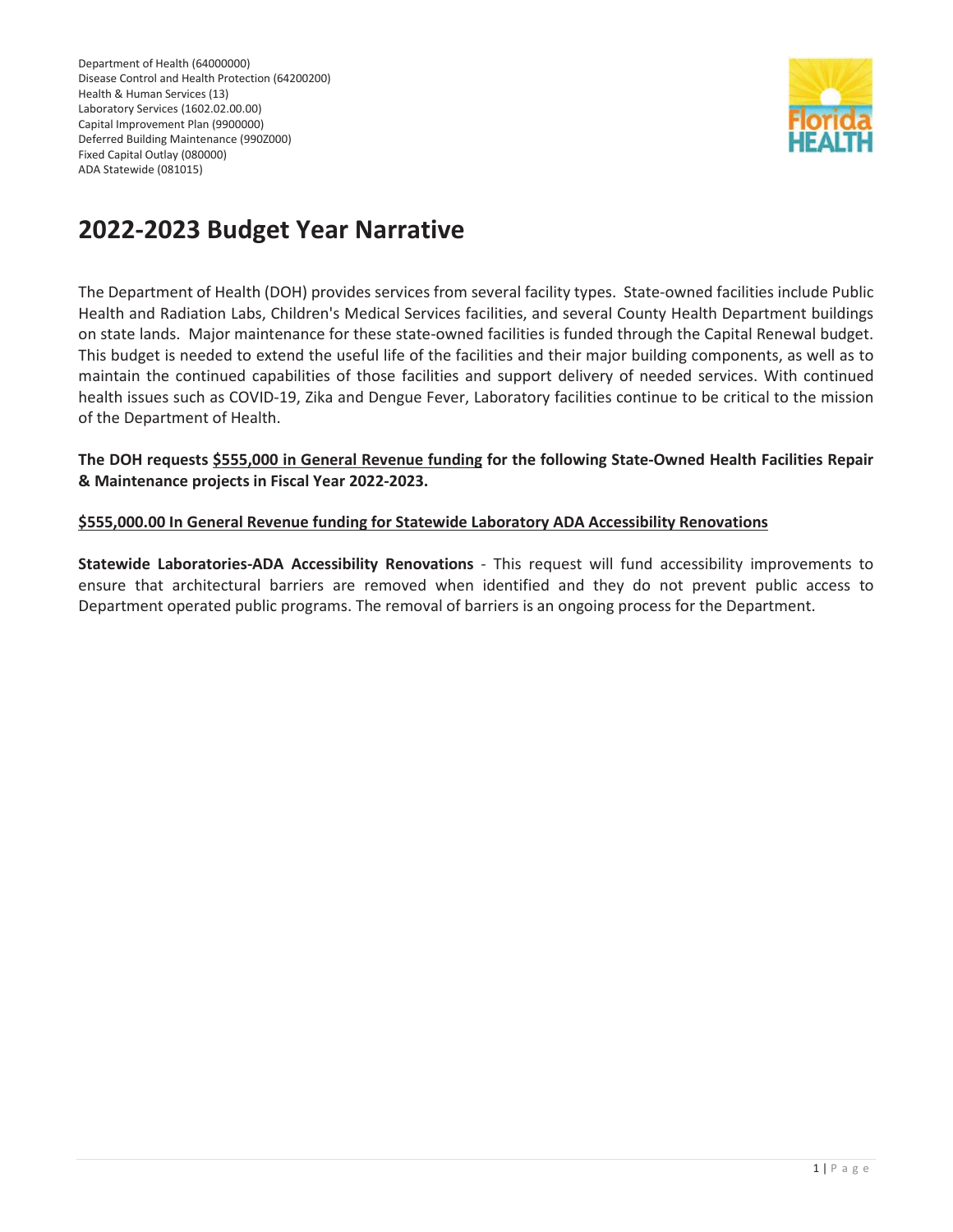Department of Health (64000000)
Disease Control and Health Protection (64200200)
Health & Human Services (13)
Laboratory Services (1602.02.00.00)
Capital Improvement Plan (9900000)
Deferred Building Maintenance (990Z000)
Fixed Capital Outlay (080000)
ADA Statewide (081015)

# 2022-2023 Budget Year Narrative

The Department of Health (DOH) provides services from several facility types. State-owned facilities include Public Health and Radiation Labs, Children's Medical Services facilities, and several County Health Department buildings on state lands. Major maintenance for these state-owned facilities is funded through the Capital Renewal budget. This budget is needed to extend the useful life of the facilities and their major building components, as well as to maintain the continued capabilities of those facilities and support delivery of needed services. With continued health issues such as COVID-19, Zika and Dengue Fever, Laboratory facilities continue to be critical to the mission of the Department of Health.

**The DOH requests $555,000 in General Revenue funding for the following State-Owned Health Facilities Repair & Maintenance projects in Fiscal Year 2022-2023.**

**$555,000.00 In General Revenue funding for Statewide Laboratory ADA Accessibility Renovations**

**Statewide Laboratories-ADA Accessibility Renovations** - This request will fund accessibility improvements to ensure that architectural barriers are removed when identified and they do not prevent public access to Department operated public programs. The removal of barriers is an ongoing process for the Department.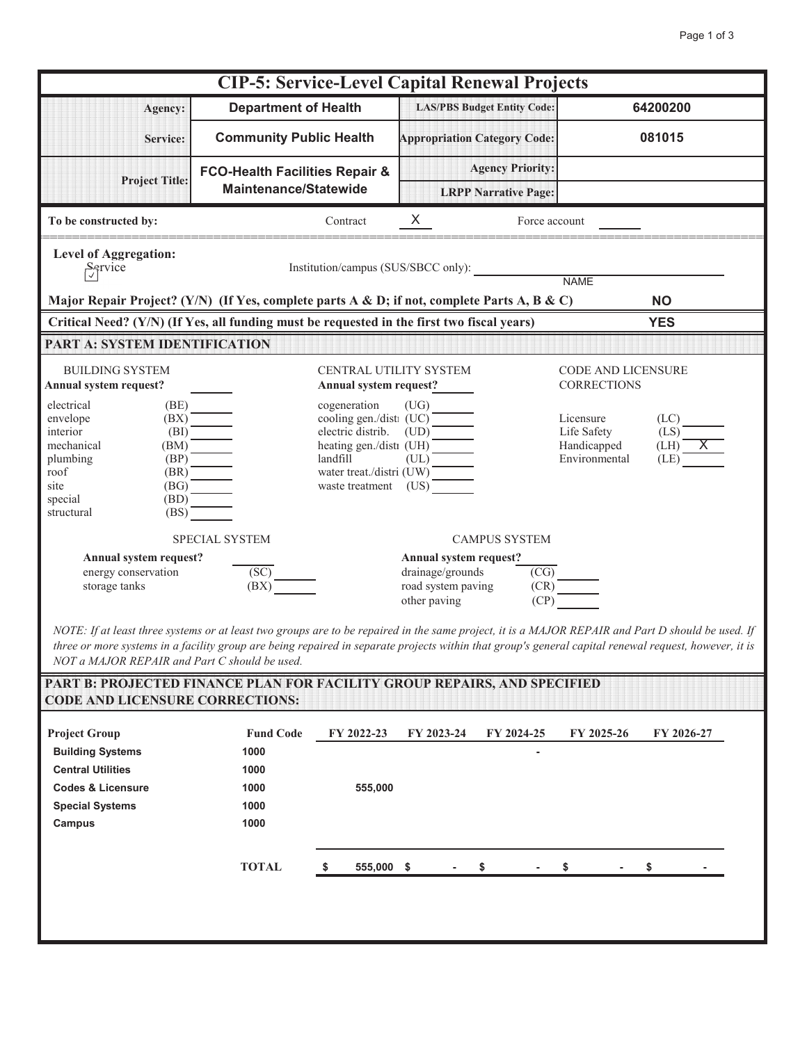# CIP-5: Service-Level Capital Renewal Projects

| | | | |
|---|---|---|---|
| **Agency:** | **Department of Health** | **LAS/PBS Budget Entity Code:** | **64200200** |
| **Service:** | **Community Public Health** | **Appropriation Category Code:** | **081015** |
| **Project Title:** | **FCO-Health Facilities Repair & Maintenance/Statewide** | **Agency Priority:** | |
| | | **LRPP Narrative Page:** | |

**To be constructed by:** Contract X Force account ____

**Level of Aggregation:**
☑ Service

Institution/campus (SUS/SBCC only): ____________ NAME

**Major Repair Project? (Y/N) (If Yes, complete parts A & D; if not, complete Parts A, B & C)** **NO**

**Critical Need? (Y/N) (If Yes, all funding must be requested in the first two fiscal years)** **YES**

## PART A: SYSTEM IDENTIFICATION

**BUILDING SYSTEM**
**Annual system request?** ____

- electrical (BE) ____
- envelope (BX) ____
- interior (BI) ____
- mechanical (BM) ____
- plumbing (BP) ____
- roof (BR) ____
- site (BG) ____
- special (BD) ____
- structural (BS) ____

**CENTRAL UTILITY SYSTEM**
**Annual system request?** ____

- cogeneration (UG) ____
- cooling gen./disti (UC) ____
- electric distrib. (UD) ____
- heating gen./distı (UH) ____
- landfill (UL) ____
- water treat./distri (UW) ____
- waste treatment (US) ____

**CODE AND LICENSURE CORRECTIONS**

- Licensure (LC) ____
- Life Safety (LS) ____
- Handicapped (LH) X
- Environmental (LE) ____

**SPECIAL SYSTEM**
**Annual system request?** ____

- energy conservation (SC) ____
- storage tanks (BX) ____

**CAMPUS SYSTEM**
**Annual system request?** ____

- drainage/grounds (CG) ____
- road system paving (CR) ____
- other paving (CP) ____

*NOTE: If at least three systems or at least two groups are to be repaired in the same project, it is a MAJOR REPAIR and Part D should be used. If three or more systems in a facility group are being repaired in separate projects within that group's general capital renewal request, however, it is NOT a MAJOR REPAIR and Part C should be used.*

## PART B: PROJECTED FINANCE PLAN FOR FACILITY GROUP REPAIRS, AND SPECIFIED CODE AND LICENSURE CORRECTIONS:

| Project Group | Fund Code | FY 2022-23 | FY 2023-24 | FY 2024-25 | FY 2025-26 | FY 2026-27 |
|---|---|---|---|---|---|---|
| **Building Systems** | 1000 | | | - | | |
| **Central Utilities** | 1000 | | | | | |
| **Codes & Licensure** | 1000 | 555,000 | | | | |
| **Special Systems** | 1000 | | | | | |
| **Campus** | 1000 | | | | | |
| | **TOTAL** | $ 555,000 | $ - | $ - | $ - | $ - |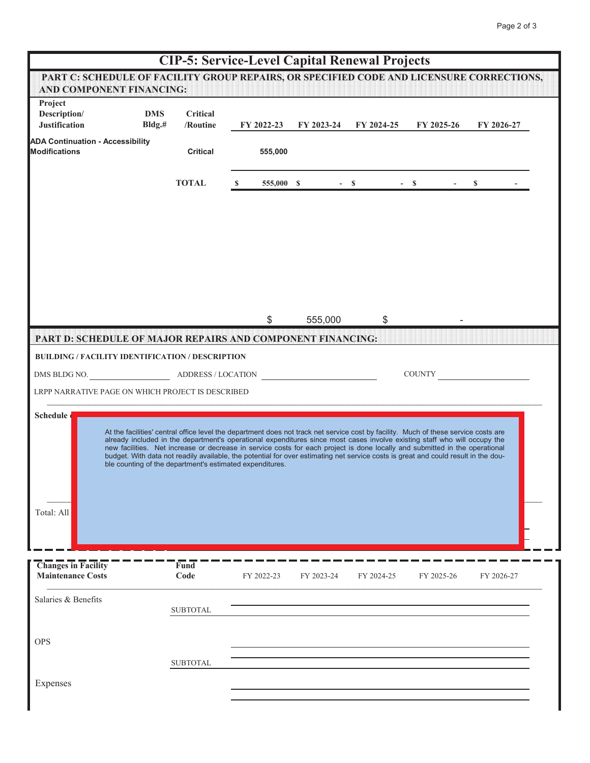# CIP-5: Service-Level Capital Renewal Projects

## PART C: SCHEDULE OF FACILITY GROUP REPAIRS, OR SPECIFIED CODE AND LICENSURE CORRECTIONS, AND COMPONENT FINANCING:

| Project Description/ Justification | DMS Bldg.# | Critical /Routine | FY 2022-23 | FY 2023-24 | FY 2024-25 | FY 2025-26 | FY 2026-27 |
|---|---|---|---|---|---|---|---|
| **ADA Continuation - Accessibility Modifications** | | **Critical** | **555,000** | | | | |
| | | **TOTAL** | **$ 555,000** | **$ -** | **$ -** | **$ -** | **$ -** |

$ 555,000 $ -

## PART D: SCHEDULE OF MAJOR REPAIRS AND COMPONENT FINANCING:

**BUILDING / FACILITY IDENTIFICATION / DESCRIPTION**

DMS BLDG NO. ____________ ADDRESS / LOCATION ____________ COUNTY ____________

LRPP NARRATIVE PAGE ON WHICH PROJECT IS DESCRIBED

**Schedule**

At the facilities' central office level the department does not track net service cost by facility. Much of these service costs are already included in the department's operational expenditures since most cases involve existing staff who will occupy the new facilities. Net increase or decrease in service costs for each project is done locally and submitted in the operational budget. With data not readily available, the potential for over estimating net service costs is great and could result in the double counting of the department's estimated expenditures.

Total: All

| Changes in Facility Maintenance Costs | Fund Code | FY 2022-23 | FY 2023-24 | FY 2024-25 | FY 2025-26 | FY 2026-27 |
|---|---|---|---|---|---|---|
| Salaries & Benefits | | | | | | |
| | SUBTOTAL | | | | | |
| OPS | | | | | | |
| | SUBTOTAL | | | | | |
| Expenses | | | | | | |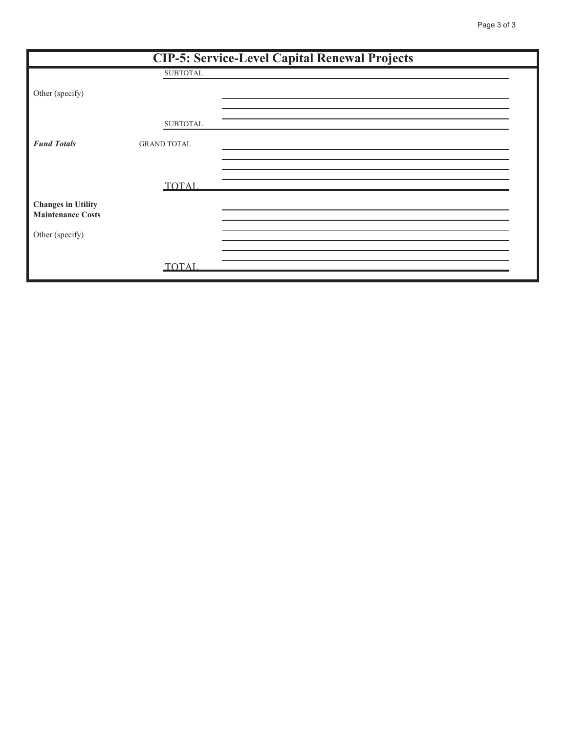# CIP-5: Service-Level Capital Renewal Projects

| | | |
|---|---|---|
| | SUBTOTAL | |
| Other (specify) | | |
| | | |
| | | |
| | SUBTOTAL | |
| ***Fund Totals*** | GRAND TOTAL | |
| | | |
| | | |
| | | |
| | TOTAL | |
| **Changes in Utility Maintenance Costs** | | |
| | | |
| Other (specify) | | |
| | | |
| | | |
| | TOTAL | |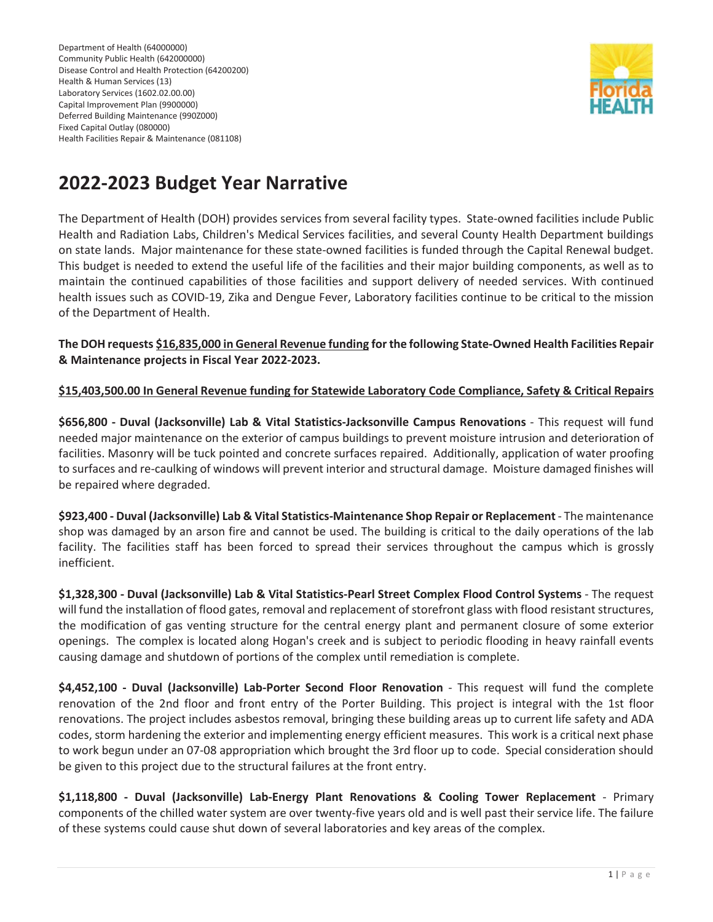Department of Health (64000000)
Community Public Health (642000000)
Disease Control and Health Protection (64200200)
Health & Human Services (13)
Laboratory Services (1602.02.00.00)
Capital Improvement Plan (9900000)
Deferred Building Maintenance (990Z000)
Fixed Capital Outlay (080000)
Health Facilities Repair & Maintenance (081108)

# 2022-2023 Budget Year Narrative

The Department of Health (DOH) provides services from several facility types. State-owned facilities include Public Health and Radiation Labs, Children's Medical Services facilities, and several County Health Department buildings on state lands. Major maintenance for these state-owned facilities is funded through the Capital Renewal budget. This budget is needed to extend the useful life of the facilities and their major building components, as well as to maintain the continued capabilities of those facilities and support delivery of needed services. With continued health issues such as COVID-19, Zika and Dengue Fever, Laboratory facilities continue to be critical to the mission of the Department of Health.

**The DOH requests <u>$16,835,000 in General Revenue funding</u> for the following State-Owned Health Facilities Repair & Maintenance projects in Fiscal Year 2022-2023.**

**<u>$15,403,500.00 In General Revenue funding for Statewide Laboratory Code Compliance, Safety & Critical Repairs</u>**

**$656,800 - Duval (Jacksonville) Lab & Vital Statistics-Jacksonville Campus Renovations** - This request will fund needed major maintenance on the exterior of campus buildings to prevent moisture intrusion and deterioration of facilities. Masonry will be tuck pointed and concrete surfaces repaired. Additionally, application of water proofing to surfaces and re-caulking of windows will prevent interior and structural damage. Moisture damaged finishes will be repaired where degraded.

**$923,400 - Duval (Jacksonville) Lab & Vital Statistics-Maintenance Shop Repair or Replacement** - The maintenance shop was damaged by an arson fire and cannot be used. The building is critical to the daily operations of the lab facility. The facilities staff has been forced to spread their services throughout the campus which is grossly inefficient.

**$1,328,300 - Duval (Jacksonville) Lab & Vital Statistics-Pearl Street Complex Flood Control Systems** - The request will fund the installation of flood gates, removal and replacement of storefront glass with flood resistant structures, the modification of gas venting structure for the central energy plant and permanent closure of some exterior openings. The complex is located along Hogan's creek and is subject to periodic flooding in heavy rainfall events causing damage and shutdown of portions of the complex until remediation is complete.

**$4,452,100 - Duval (Jacksonville) Lab-Porter Second Floor Renovation** - This request will fund the complete renovation of the 2nd floor and front entry of the Porter Building. This project is integral with the 1st floor renovations. The project includes asbestos removal, bringing these building areas up to current life safety and ADA codes, storm hardening the exterior and implementing energy efficient measures. This work is a critical next phase to work begun under an 07-08 appropriation which brought the 3rd floor up to code. Special consideration should be given to this project due to the structural failures at the front entry.

**$1,118,800 - Duval (Jacksonville) Lab-Energy Plant Renovations & Cooling Tower Replacement** - Primary components of the chilled water system are over twenty-five years old and is well past their service life. The failure of these systems could cause shut down of several laboratories and key areas of the complex.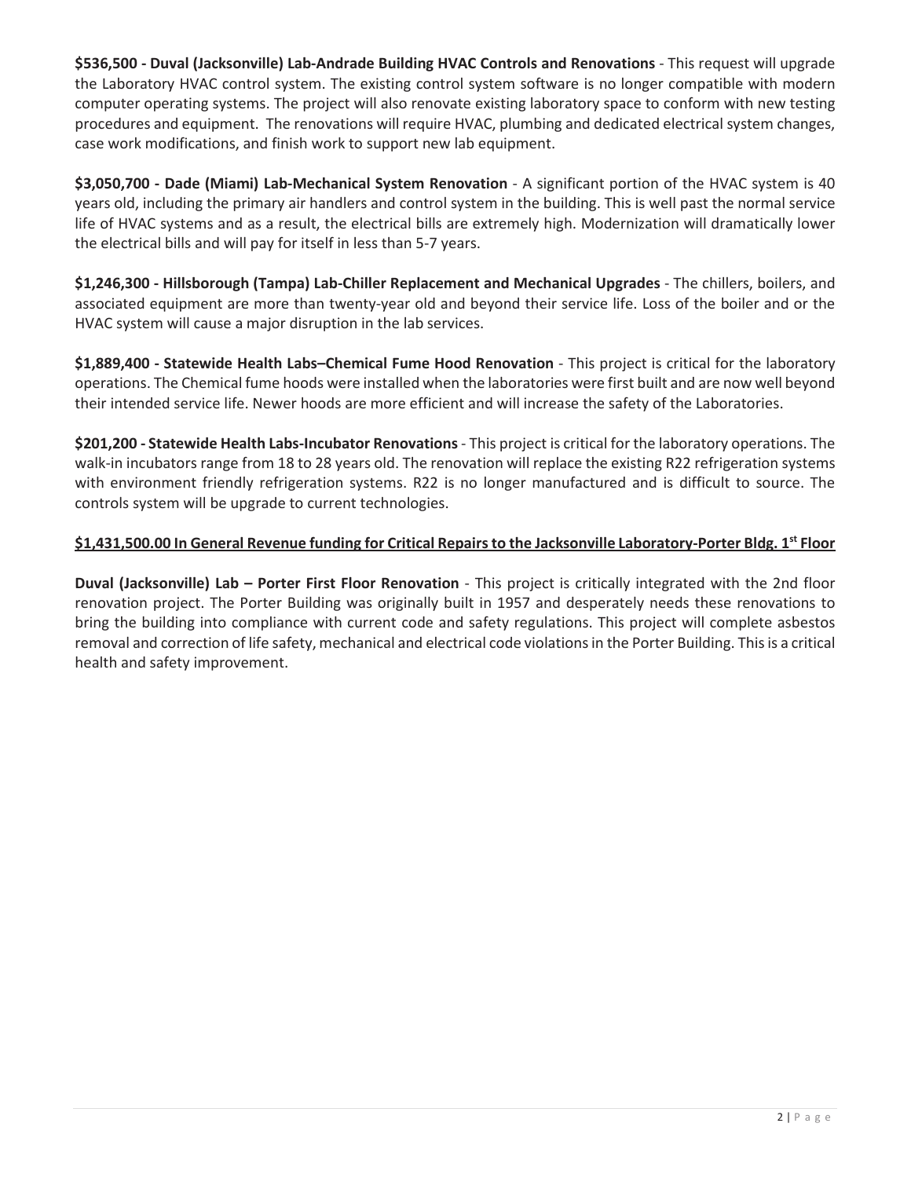**$536,500 - Duval (Jacksonville) Lab-Andrade Building HVAC Controls and Renovations** - This request will upgrade the Laboratory HVAC control system. The existing control system software is no longer compatible with modern computer operating systems. The project will also renovate existing laboratory space to conform with new testing procedures and equipment. The renovations will require HVAC, plumbing and dedicated electrical system changes, case work modifications, and finish work to support new lab equipment.

**$3,050,700 - Dade (Miami) Lab-Mechanical System Renovation** - A significant portion of the HVAC system is 40 years old, including the primary air handlers and control system in the building. This is well past the normal service life of HVAC systems and as a result, the electrical bills are extremely high. Modernization will dramatically lower the electrical bills and will pay for itself in less than 5-7 years.

**$1,246,300 - Hillsborough (Tampa) Lab-Chiller Replacement and Mechanical Upgrades** - The chillers, boilers, and associated equipment are more than twenty-year old and beyond their service life. Loss of the boiler and or the HVAC system will cause a major disruption in the lab services.

**$1,889,400 - Statewide Health Labs–Chemical Fume Hood Renovation** - This project is critical for the laboratory operations. The Chemical fume hoods were installed when the laboratories were first built and are now well beyond their intended service life. Newer hoods are more efficient and will increase the safety of the Laboratories.

**$201,200 - Statewide Health Labs-Incubator Renovations** - This project is critical for the laboratory operations. The walk-in incubators range from 18 to 28 years old. The renovation will replace the existing R22 refrigeration systems with environment friendly refrigeration systems. R22 is no longer manufactured and is difficult to source. The controls system will be upgrade to current technologies.

**<u>$1,431,500.00 In General Revenue funding for Critical Repairs to the Jacksonville Laboratory-Porter Bldg. 1st Floor</u>**

**Duval (Jacksonville) Lab – Porter First Floor Renovation** - This project is critically integrated with the 2nd floor renovation project. The Porter Building was originally built in 1957 and desperately needs these renovations to bring the building into compliance with current code and safety regulations. This project will complete asbestos removal and correction of life safety, mechanical and electrical code violations in the Porter Building. This is a critical health and safety improvement.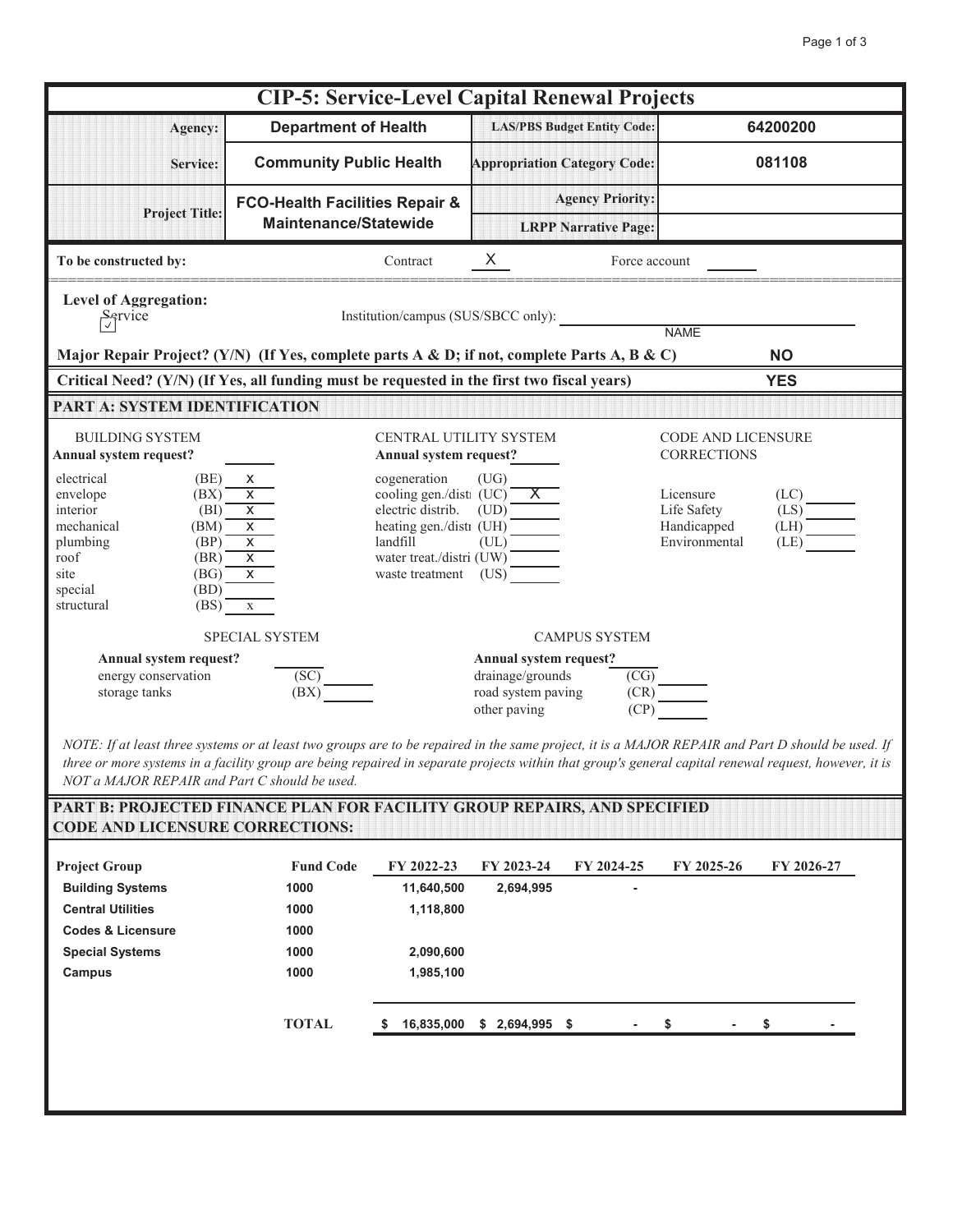# CIP-5: Service-Level Capital Renewal Projects

| | | | |
|---|---|---|---|
| **Agency:** | **Department of Health** | **LAS/PBS Budget Entity Code:** | **64200200** |
| **Service:** | **Community Public Health** | **Appropriation Category Code:** | **081108** |
| **Project Title:** | **FCO-Health Facilities Repair & Maintenance/Statewide** | **Agency Priority:** | |
| | | **LRPP Narrative Page:** | |

**To be constructed by:** Contract X Force account ____

**Level of Aggregation:**
☑ Service    Institution/campus (SUS/SBCC only): ____________ NAME

**Major Repair Project? (Y/N) (If Yes, complete parts A & D; if not, complete Parts A, B & C)** **NO**

**Critical Need? (Y/N) (If Yes, all funding must be requested in the first two fiscal years)** **YES**

## PART A: SYSTEM IDENTIFICATION

**BUILDING SYSTEM**
**Annual system request?** ____

| System | Code | Request |
|---|---|---|
| electrical | (BE) | x |
| envelope | (BX) | x |
| interior | (BI) | x |
| mechanical | (BM) | x |
| plumbing | (BP) | x |
| roof | (BR) | x |
| site | (BG) | x |
| special | (BD) | |
| structural | (BS) | x |

**CENTRAL UTILITY SYSTEM**
**Annual system request?** ____

| System | Code | Request |
|---|---|---|
| cogeneration | (UG) | |
| cooling gen./distr | (UC) | X |
| electric distrib. | (UD) | |
| heating gen./distr | (UH) | |
| landfill | (UL) | |
| water treat./distri | (UW) | |
| waste treatment | (US) | |

**CODE AND LICENSURE CORRECTIONS**

| System | Code | Request |
|---|---|---|
| Licensure | (LC) | |
| Life Safety | (LS) | |
| Handicapped | (LH) | |
| Environmental | (LE) | |

**SPECIAL SYSTEM**
**Annual system request?** ____

| System | Code | Request |
|---|---|---|
| energy conservation | (SC) | |
| storage tanks | (BX) | |

**CAMPUS SYSTEM**
**Annual system request?** ____

| System | Code | Request |
|---|---|---|
| drainage/grounds | (CG) | |
| road system paving | (CR) | |
| other paving | (CP) | |

*NOTE: If at least three systems or at least two groups are to be repaired in the same project, it is a MAJOR REPAIR and Part D should be used. If three or more systems in a facility group are being repaired in separate projects within that group's general capital renewal request, however, it is NOT a MAJOR REPAIR and Part C should be used.*

## PART B: PROJECTED FINANCE PLAN FOR FACILITY GROUP REPAIRS, AND SPECIFIED CODE AND LICENSURE CORRECTIONS:

| Project Group | Fund Code | FY 2022-23 | FY 2023-24 | FY 2024-25 | FY 2025-26 | FY 2026-27 |
|---|---|---|---|---|---|---|
| **Building Systems** | 1000 | 11,640,500 | 2,694,995 | - | | |
| **Central Utilities** | 1000 | 1,118,800 | | | | |
| **Codes & Licensure** | 1000 | | | | | |
| **Special Systems** | 1000 | 2,090,600 | | | | |
| **Campus** | 1000 | 1,985,100 | | | | |
| | **TOTAL** | $ 16,835,000 | $ 2,694,995 | $ - | $ - | $ - |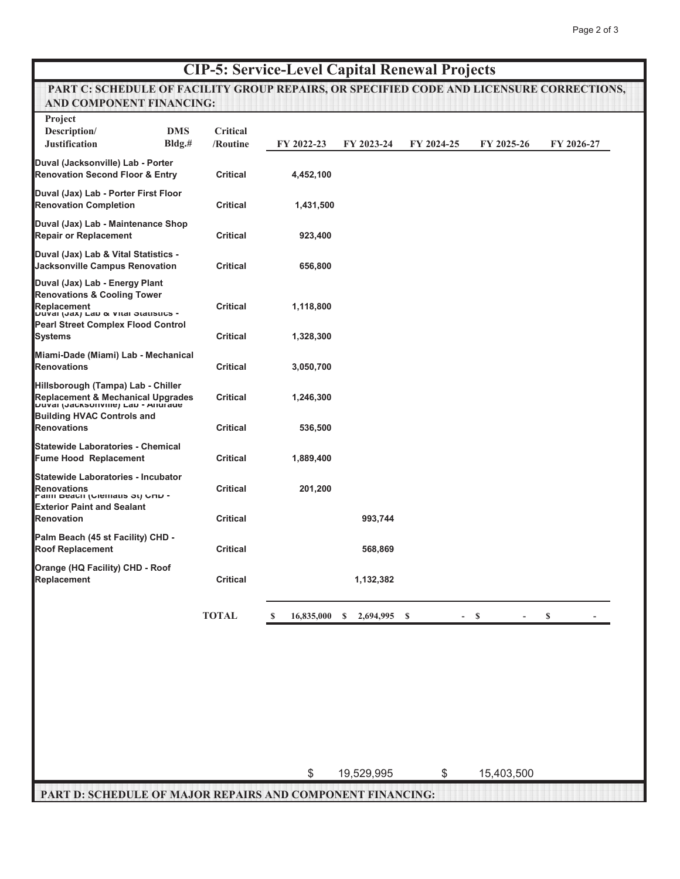# CIP-5: Service-Level Capital Renewal Projects

## PART C: SCHEDULE OF FACILITY GROUP REPAIRS, OR SPECIFIED CODE AND LICENSURE CORRECTIONS, AND COMPONENT FINANCING:

| Project Description/ Justification | DMS Bldg.# | Critical /Routine | FY 2022-23 | FY 2023-24 | FY 2024-25 | FY 2025-26 | FY 2026-27 |
|---|---|---|---|---|---|---|---|
| Duval (Jacksonville) Lab - Porter Renovation Second Floor & Entry | | Critical | 4,452,100 | | | | |
| Duval (Jax) Lab - Porter First Floor Renovation Completion | | Critical | 1,431,500 | | | | |
| Duval (Jax) Lab - Maintenance Shop Repair or Replacement | | Critical | 923,400 | | | | |
| Duval (Jax) Lab & Vital Statistics - Jacksonville Campus Renovation | | Critical | 656,800 | | | | |
| Duval (Jax) Lab - Energy Plant Renovations & Cooling Tower Replacement | | Critical | 1,118,800 | | | | |
| Duval (Jax) Lab & Vital Statistics - Pearl Street Complex Flood Control Systems | | Critical | 1,328,300 | | | | |
| Miami-Dade (Miami) Lab - Mechanical Renovations | | Critical | 3,050,700 | | | | |
| Hillsborough (Tampa) Lab - Chiller Replacement & Mechanical Upgrades | | Critical | 1,246,300 | | | | |
| Duval (Jacksonville) Lab - Andrade Building HVAC Controls and Renovations | | Critical | 536,500 | | | | |
| Statewide Laboratories - Chemical Fume Hood Replacement | | Critical | 1,889,400 | | | | |
| Statewide Laboratories - Incubator Renovations | | Critical | 201,200 | | | | |
| Palm Beach (Clematis St) CHD - Exterior Paint and Sealant Renovation | | Critical | | 993,744 | | | |
| Palm Beach (45 st Facility) CHD - Roof Replacement | | Critical | | 568,869 | | | |
| Orange (HQ Facility) CHD - Roof Replacement | | Critical | | 1,132,382 | | | |
| | | **TOTAL** | $ 16,835,000 | $ 2,694,995 | $ - | $ - | $ - |

$ 19,529,995 $ 15,403,500

## PART D: SCHEDULE OF MAJOR REPAIRS AND COMPONENT FINANCING: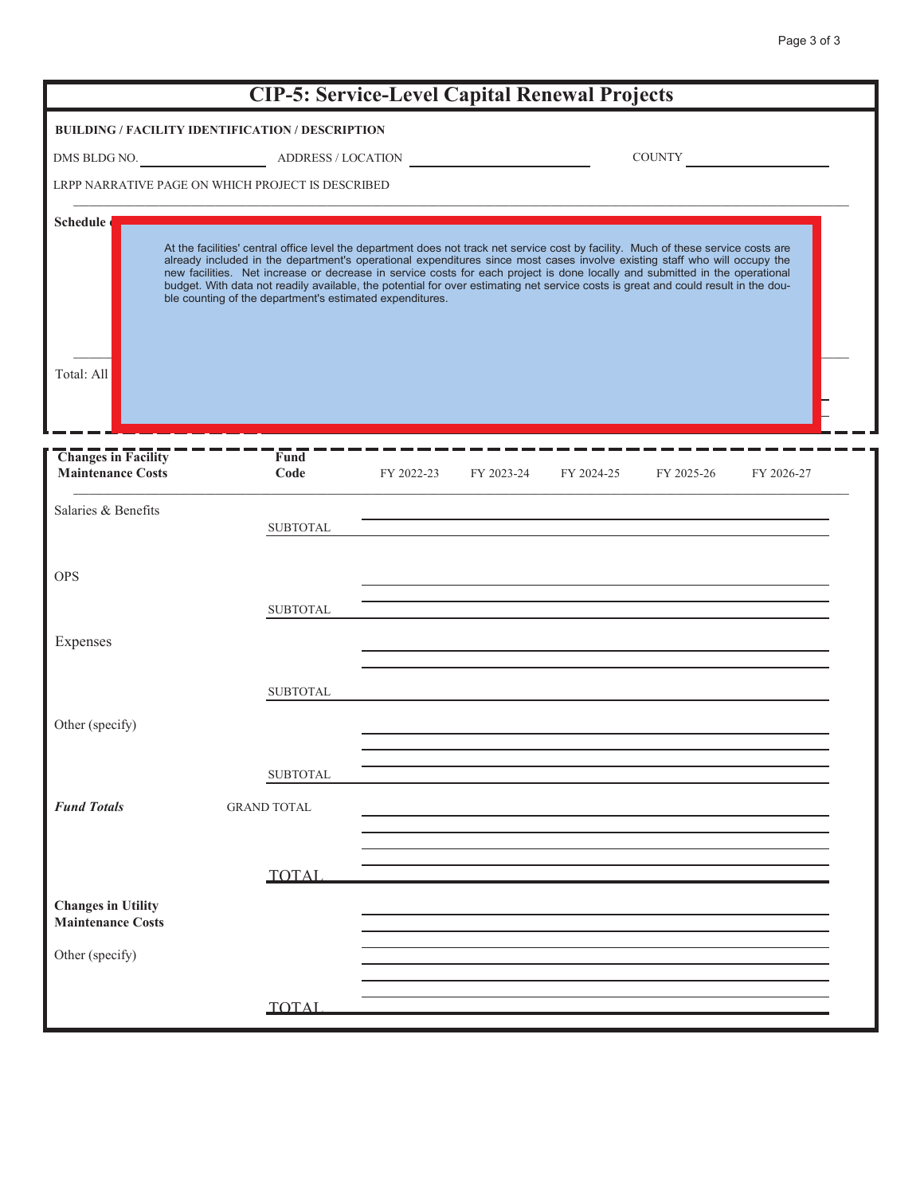# CIP-5: Service-Level Capital Renewal Projects

**BUILDING / FACILITY IDENTIFICATION / DESCRIPTION**

DMS BLDG NO. ________________ ADDRESS / LOCATION ________________________ COUNTY ________________

LRPP NARRATIVE PAGE ON WHICH PROJECT IS DESCRIBED

**Schedule**

At the facilities' central office level the department does not track net service cost by facility. Much of these service costs are already included in the department's operational expenditures since most cases involve existing staff who will occupy the new facilities. Net increase or decrease in service costs for each project is done locally and submitted in the operational budget. With data not readily available, the potential for over estimating net service costs is great and could result in the double counting of the department's estimated expenditures.

Total: All

| Changes in Facility Maintenance Costs | Fund Code | FY 2022-23 | FY 2023-24 | FY 2024-25 | FY 2025-26 | FY 2026-27 |
|---|---|---|---|---|---|---|
| Salaries & Benefits | | | | | | |
| | SUBTOTAL | | | | | |
| OPS | | | | | | |
| | SUBTOTAL | | | | | |
| Expenses | | | | | | |
| | SUBTOTAL | | | | | |
| Other (specify) | | | | | | |
| | SUBTOTAL | | | | | |
| ***Fund Totals*** | GRAND TOTAL | | | | | |
| | TOTAL | | | | | |
| **Changes in Utility Maintenance Costs** | | | | | | |
| Other (specify) | | | | | | |
| | TOTAL | | | | | |